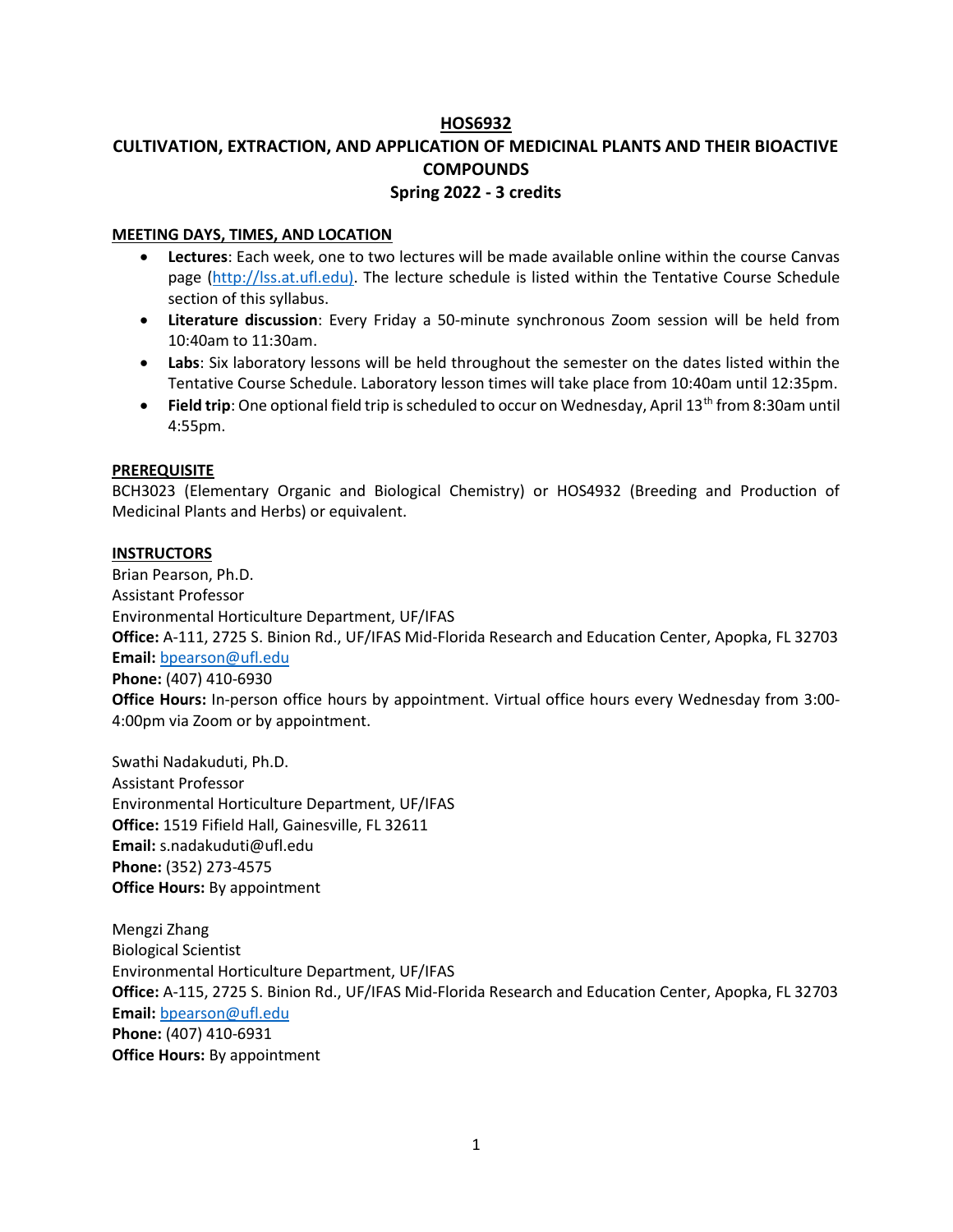# HOS6932

## CULTIVATION, EXTRACTION, AND APPLICATION OF MEDICINAL PLANTS AND THEIR BIOACTIVE COMPOUNDS

### Spring 2022 - 3 credits

**MEETING DAYS, TIMES, AND LOCATION**

- **Lectures**: Each week, one to two lectures will be made available online within the course Canvas page (http://lss.at.ufl.edu). The lecture schedule is listed within the Tentative Course Schedule section of this syllabus.
- **Literature discussion**: Every Friday a 50-minute synchronous Zoom session will be held from 10:40am to 11:30am.
- **Labs**: Six laboratory lessons will be held throughout the semester on the dates listed within the Tentative Course Schedule. Laboratory lesson times will take place from 10:40am until 12:35pm.
- **Field trip**: One optional field trip is scheduled to occur on Wednesday, April 13th from 8:30am until 4:55pm.

**PREREQUISITE**

BCH3023 (Elementary Organic and Biological Chemistry) or HOS4932 (Breeding and Production of Medicinal Plants and Herbs) or equivalent.

**INSTRUCTORS**

Brian Pearson, Ph.D.
Assistant Professor
Environmental Horticulture Department, UF/IFAS
**Office:** A-111, 2725 S. Binion Rd., UF/IFAS Mid-Florida Research and Education Center, Apopka, FL 32703
**Email:** bpearson@ufl.edu
**Phone:** (407) 410-6930
**Office Hours:** In-person office hours by appointment. Virtual office hours every Wednesday from 3:00-4:00pm via Zoom or by appointment.

Swathi Nadakuduti, Ph.D.
Assistant Professor
Environmental Horticulture Department, UF/IFAS
**Office:** 1519 Fifield Hall, Gainesville, FL 32611
**Email:** s.nadakuduti@ufl.edu
**Phone:** (352) 273-4575
**Office Hours:** By appointment

Mengzi Zhang
Biological Scientist
Environmental Horticulture Department, UF/IFAS
**Office:** A-115, 2725 S. Binion Rd., UF/IFAS Mid-Florida Research and Education Center, Apopka, FL 32703
**Email:** bpearson@ufl.edu
**Phone:** (407) 410-6931
**Office Hours:** By appointment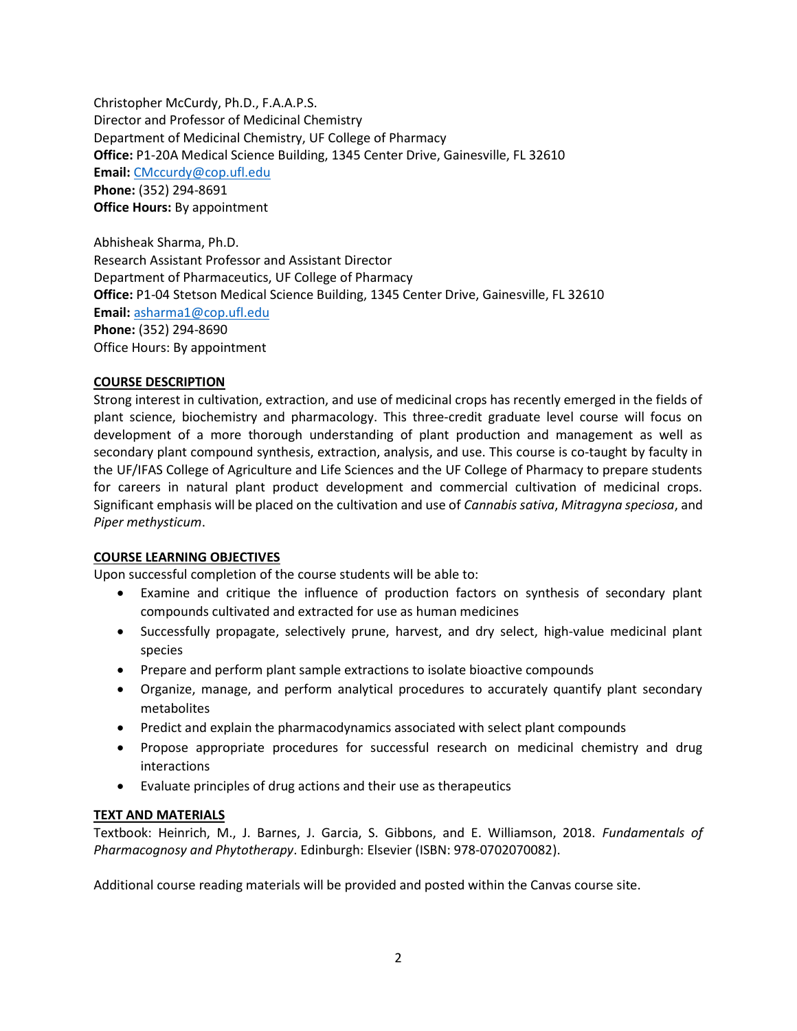Christopher McCurdy, Ph.D., F.A.A.P.S.
Director and Professor of Medicinal Chemistry
Department of Medicinal Chemistry, UF College of Pharmacy
**Office:** P1-20A Medical Science Building, 1345 Center Drive, Gainesville, FL 32610
**Email:** CMccurdy@cop.ufl.edu
**Phone:** (352) 294-8691
**Office Hours:** By appointment

Abhisheak Sharma, Ph.D.
Research Assistant Professor and Assistant Director
Department of Pharmaceutics, UF College of Pharmacy
**Office:** P1-04 Stetson Medical Science Building, 1345 Center Drive, Gainesville, FL 32610
**Email:** asharma1@cop.ufl.edu
**Phone:** (352) 294-8690
Office Hours: By appointment

## COURSE DESCRIPTION

Strong interest in cultivation, extraction, and use of medicinal crops has recently emerged in the fields of plant science, biochemistry and pharmacology. This three-credit graduate level course will focus on development of a more thorough understanding of plant production and management as well as secondary plant compound synthesis, extraction, analysis, and use. This course is co-taught by faculty in the UF/IFAS College of Agriculture and Life Sciences and the UF College of Pharmacy to prepare students for careers in natural plant product development and commercial cultivation of medicinal crops. Significant emphasis will be placed on the cultivation and use of *Cannabis sativa*, *Mitragyna speciosa*, and *Piper methysticum*.

## COURSE LEARNING OBJECTIVES

Upon successful completion of the course students will be able to:

- Examine and critique the influence of production factors on synthesis of secondary plant compounds cultivated and extracted for use as human medicines
- Successfully propagate, selectively prune, harvest, and dry select, high-value medicinal plant species
- Prepare and perform plant sample extractions to isolate bioactive compounds
- Organize, manage, and perform analytical procedures to accurately quantify plant secondary metabolites
- Predict and explain the pharmacodynamics associated with select plant compounds
- Propose appropriate procedures for successful research on medicinal chemistry and drug interactions
- Evaluate principles of drug actions and their use as therapeutics

## TEXT AND MATERIALS

Textbook: Heinrich, M., J. Barnes, J. Garcia, S. Gibbons, and E. Williamson, 2018. *Fundamentals of Pharmacognosy and Phytotherapy*. Edinburgh: Elsevier (ISBN: 978-0702070082).

Additional course reading materials will be provided and posted within the Canvas course site.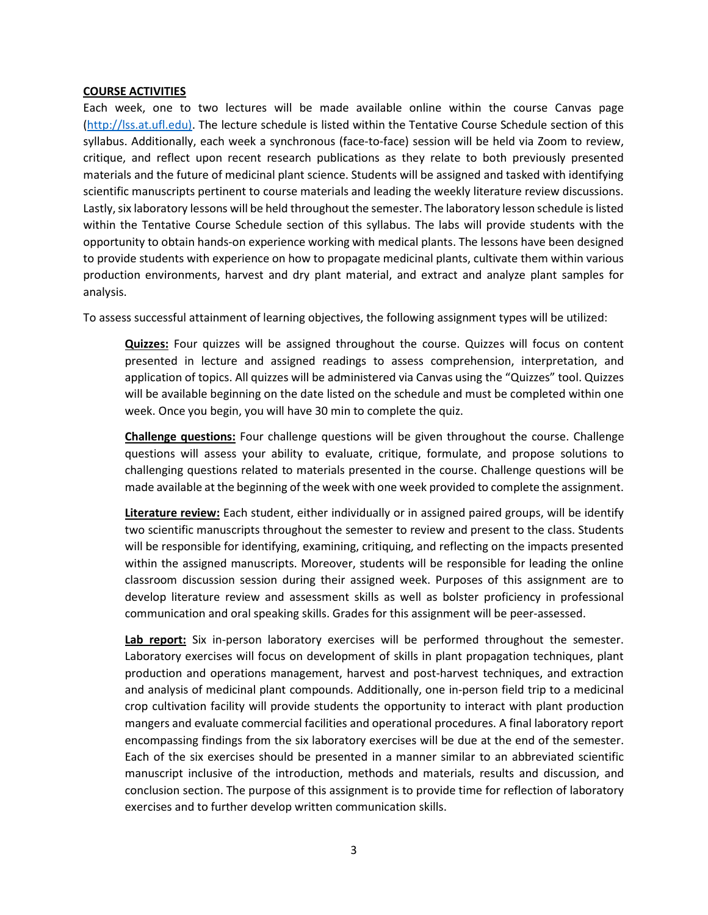**COURSE ACTIVITIES**

Each week, one to two lectures will be made available online within the course Canvas page (http://lss.at.ufl.edu). The lecture schedule is listed within the Tentative Course Schedule section of this syllabus. Additionally, each week a synchronous (face-to-face) session will be held via Zoom to review, critique, and reflect upon recent research publications as they relate to both previously presented materials and the future of medicinal plant science. Students will be assigned and tasked with identifying scientific manuscripts pertinent to course materials and leading the weekly literature review discussions. Lastly, six laboratory lessons will be held throughout the semester. The laboratory lesson schedule is listed within the Tentative Course Schedule section of this syllabus. The labs will provide students with the opportunity to obtain hands-on experience working with medical plants. The lessons have been designed to provide students with experience on how to propagate medicinal plants, cultivate them within various production environments, harvest and dry plant material, and extract and analyze plant samples for analysis.

To assess successful attainment of learning objectives, the following assignment types will be utilized:

> **Quizzes:** Four quizzes will be assigned throughout the course. Quizzes will focus on content presented in lecture and assigned readings to assess comprehension, interpretation, and application of topics. All quizzes will be administered via Canvas using the "Quizzes" tool. Quizzes will be available beginning on the date listed on the schedule and must be completed within one week. Once you begin, you will have 30 min to complete the quiz.
>
> **Challenge questions:** Four challenge questions will be given throughout the course. Challenge questions will assess your ability to evaluate, critique, formulate, and propose solutions to challenging questions related to materials presented in the course. Challenge questions will be made available at the beginning of the week with one week provided to complete the assignment.
>
> **Literature review:** Each student, either individually or in assigned paired groups, will be identify two scientific manuscripts throughout the semester to review and present to the class. Students will be responsible for identifying, examining, critiquing, and reflecting on the impacts presented within the assigned manuscripts. Moreover, students will be responsible for leading the online classroom discussion session during their assigned week. Purposes of this assignment are to develop literature review and assessment skills as well as bolster proficiency in professional communication and oral speaking skills. Grades for this assignment will be peer-assessed.
>
> **Lab report:** Six in-person laboratory exercises will be performed throughout the semester. Laboratory exercises will focus on development of skills in plant propagation techniques, plant production and operations management, harvest and post-harvest techniques, and extraction and analysis of medicinal plant compounds. Additionally, one in-person field trip to a medicinal crop cultivation facility will provide students the opportunity to interact with plant production mangers and evaluate commercial facilities and operational procedures. A final laboratory report encompassing findings from the six laboratory exercises will be due at the end of the semester. Each of the six exercises should be presented in a manner similar to an abbreviated scientific manuscript inclusive of the introduction, methods and materials, results and discussion, and conclusion section. The purpose of this assignment is to provide time for reflection of laboratory exercises and to further develop written communication skills.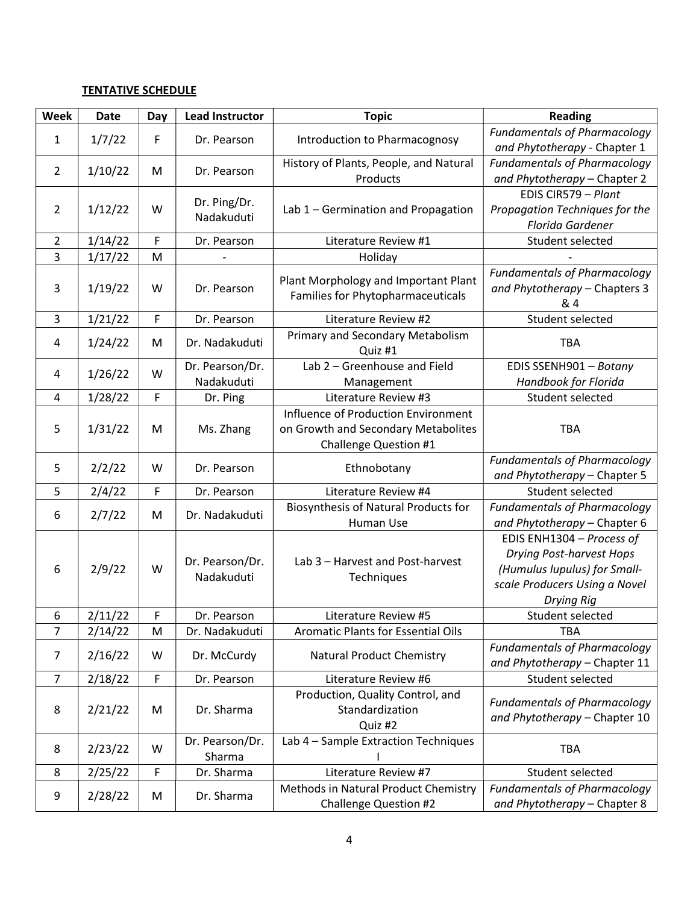**TENTATIVE SCHEDULE**

| Week | Date | Day | Lead Instructor | Topic | Reading |
|---|---|---|---|---|---|
| 1 | 1/7/22 | F | Dr. Pearson | Introduction to Pharmacognosy | *Fundamentals of Pharmacology and Phytotherapy* - Chapter 1 |
| 2 | 1/10/22 | M | Dr. Pearson | History of Plants, People, and Natural Products | *Fundamentals of Pharmacology and Phytotherapy* – Chapter 2 |
| 2 | 1/12/22 | W | Dr. Ping/Dr. Nadakuduti | Lab 1 – Germination and Propagation | EDIS CIR579 – *Plant Propagation Techniques for the Florida Gardener* |
| 2 | 1/14/22 | F | Dr. Pearson | Literature Review #1 | Student selected |
| 3 | 1/17/22 | M | - | Holiday | - |
| 3 | 1/19/22 | W | Dr. Pearson | Plant Morphology and Important Plant Families for Phytopharmaceuticals | *Fundamentals of Pharmacology and Phytotherapy* – Chapters 3 & 4 |
| 3 | 1/21/22 | F | Dr. Pearson | Literature Review #2 | Student selected |
| 4 | 1/24/22 | M | Dr. Nadakuduti | Primary and Secondary Metabolism<br>Quiz #1 | TBA |
| 4 | 1/26/22 | W | Dr. Pearson/Dr. Nadakuduti | Lab 2 – Greenhouse and Field Management | EDIS SSENH901 – *Botany Handbook for Florida* |
| 4 | 1/28/22 | F | Dr. Ping | Literature Review #3 | Student selected |
| 5 | 1/31/22 | M | Ms. Zhang | Influence of Production Environment on Growth and Secondary Metabolites<br>Challenge Question #1 | TBA |
| 5 | 2/2/22 | W | Dr. Pearson | Ethnobotany | *Fundamentals of Pharmacology and Phytotherapy* – Chapter 5 |
| 5 | 2/4/22 | F | Dr. Pearson | Literature Review #4 | Student selected |
| 6 | 2/7/22 | M | Dr. Nadakuduti | Biosynthesis of Natural Products for Human Use | *Fundamentals of Pharmacology and Phytotherapy* – Chapter 6 |
| 6 | 2/9/22 | W | Dr. Pearson/Dr. Nadakuduti | Lab 3 – Harvest and Post-harvest Techniques | EDIS ENH1304 – *Process of Drying Post-harvest Hops (Humulus lupulus) for Small-scale Producers Using a Novel Drying Rig* |
| 6 | 2/11/22 | F | Dr. Pearson | Literature Review #5 | Student selected |
| 7 | 2/14/22 | M | Dr. Nadakuduti | Aromatic Plants for Essential Oils | TBA |
| 7 | 2/16/22 | W | Dr. McCurdy | Natural Product Chemistry | *Fundamentals of Pharmacology and Phytotherapy* – Chapter 11 |
| 7 | 2/18/22 | F | Dr. Pearson | Literature Review #6 | Student selected |
| 8 | 2/21/22 | M | Dr. Sharma | Production, Quality Control, and Standardization<br>Quiz #2 | *Fundamentals of Pharmacology and Phytotherapy* – Chapter 10 |
| 8 | 2/23/22 | W | Dr. Pearson/Dr. Sharma | Lab 4 – Sample Extraction Techniques I | TBA |
| 8 | 2/25/22 | F | Dr. Sharma | Literature Review #7 | Student selected |
| 9 | 2/28/22 | M | Dr. Sharma | Methods in Natural Product Chemistry<br>Challenge Question #2 | *Fundamentals of Pharmacology and Phytotherapy* – Chapter 8 |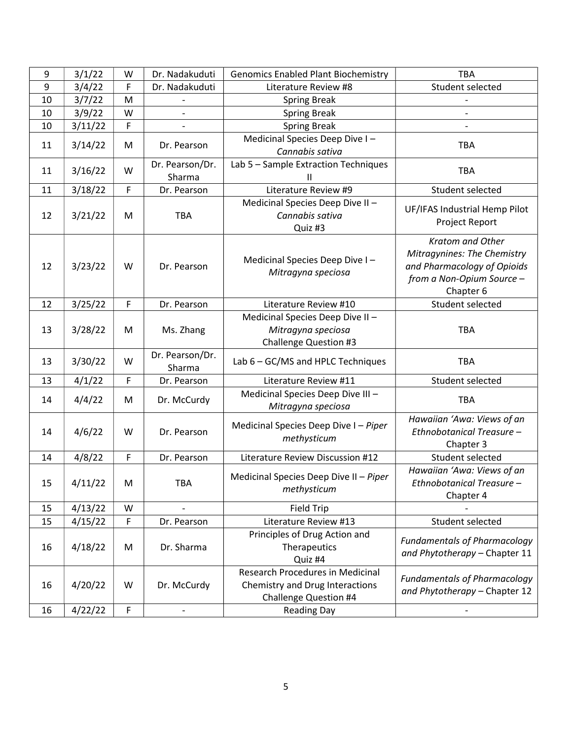| 9 | 3/1/22 | W | Dr. Nadakuduti | Genomics Enabled Plant Biochemistry | TBA |
|---|---|---|---|---|---|
| 9 | 3/4/22 | F | Dr. Nadakuduti | Literature Review #8 | Student selected |
| 10 | 3/7/22 | M | - | Spring Break | - |
| 10 | 3/9/22 | W | - | Spring Break | - |
| 10 | 3/11/22 | F | - | Spring Break | - |
| 11 | 3/14/22 | M | Dr. Pearson | Medicinal Species Deep Dive I – *Cannabis sativa* | TBA |
| 11 | 3/16/22 | W | Dr. Pearson/Dr. Sharma | Lab 5 – Sample Extraction Techniques II | TBA |
| 11 | 3/18/22 | F | Dr. Pearson | Literature Review #9 | Student selected |
| 12 | 3/21/22 | M | TBA | Medicinal Species Deep Dive II – *Cannabis sativa* Quiz #3 | UF/IFAS Industrial Hemp Pilot Project Report |
| 12 | 3/23/22 | W | Dr. Pearson | Medicinal Species Deep Dive I – *Mitragyna speciosa* | *Kratom and Other Mitragynines: The Chemistry and Pharmacology of Opioids from a Non-Opium Source* – Chapter 6 |
| 12 | 3/25/22 | F | Dr. Pearson | Literature Review #10 | Student selected |
| 13 | 3/28/22 | M | Ms. Zhang | Medicinal Species Deep Dive II – *Mitragyna speciosa* Challenge Question #3 | TBA |
| 13 | 3/30/22 | W | Dr. Pearson/Dr. Sharma | Lab 6 – GC/MS and HPLC Techniques | TBA |
| 13 | 4/1/22 | F | Dr. Pearson | Literature Review #11 | Student selected |
| 14 | 4/4/22 | M | Dr. McCurdy | Medicinal Species Deep Dive III – *Mitragyna speciosa* | TBA |
| 14 | 4/6/22 | W | Dr. Pearson | Medicinal Species Deep Dive I – *Piper methysticum* | *Hawaiian 'Awa: Views of an Ethnobotanical Treasure* – Chapter 3 |
| 14 | 4/8/22 | F | Dr. Pearson | Literature Review Discussion #12 | Student selected |
| 15 | 4/11/22 | M | TBA | Medicinal Species Deep Dive II – *Piper methysticum* | *Hawaiian 'Awa: Views of an Ethnobotanical Treasure* – Chapter 4 |
| 15 | 4/13/22 | W | - | Field Trip | - |
| 15 | 4/15/22 | F | Dr. Pearson | Literature Review #13 | Student selected |
| 16 | 4/18/22 | M | Dr. Sharma | Principles of Drug Action and Therapeutics Quiz #4 | *Fundamentals of Pharmacology and Phytotherapy* – Chapter 11 |
| 16 | 4/20/22 | W | Dr. McCurdy | Research Procedures in Medicinal Chemistry and Drug Interactions Challenge Question #4 | *Fundamentals of Pharmacology and Phytotherapy* – Chapter 12 |
| 16 | 4/22/22 | F | - | Reading Day | - |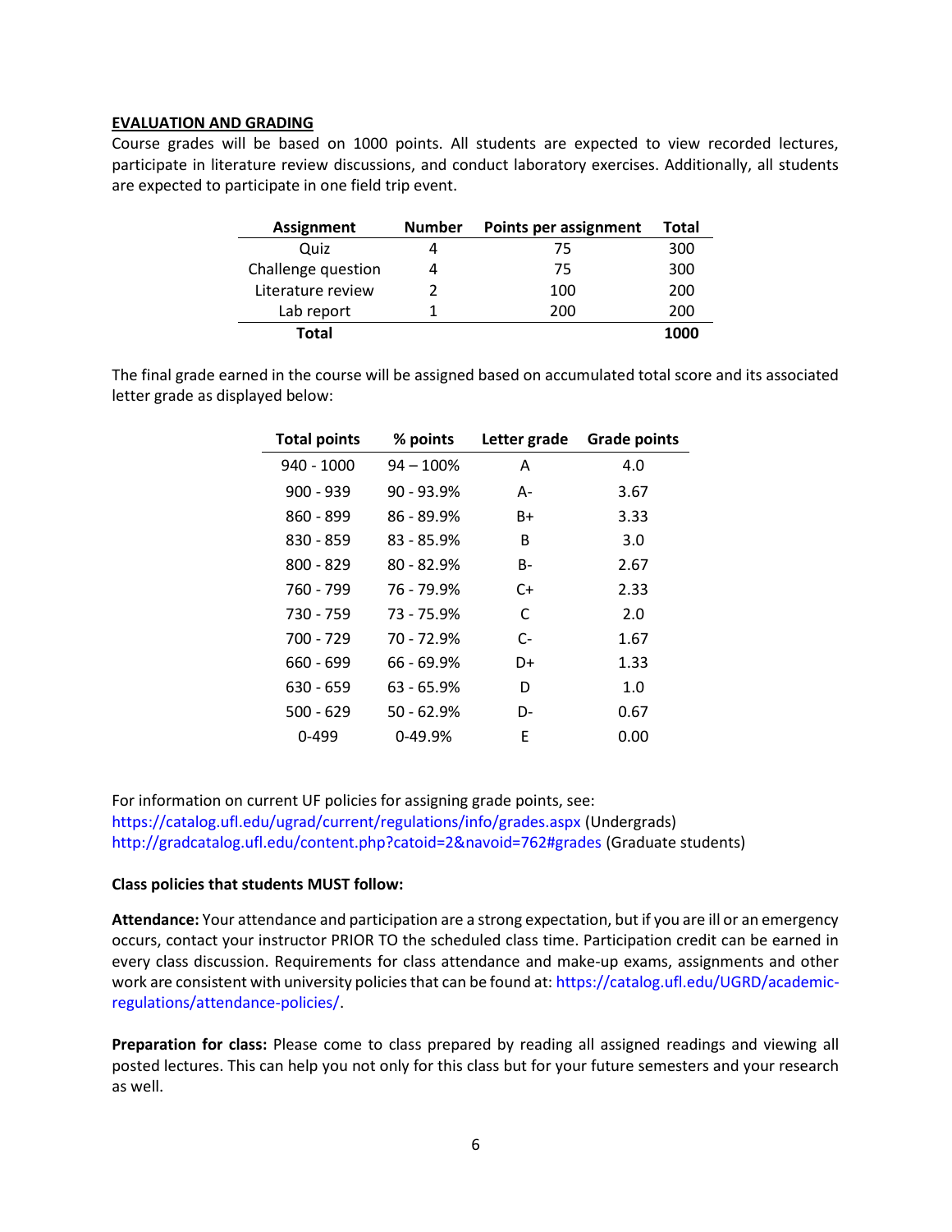**EVALUATION AND GRADING**

Course grades will be based on 1000 points. All students are expected to view recorded lectures, participate in literature review discussions, and conduct laboratory exercises. Additionally, all students are expected to participate in one field trip event.

| Assignment | Number | Points per assignment | Total |
|---|---|---|---|
| Quiz | 4 | 75 | 300 |
| Challenge question | 4 | 75 | 300 |
| Literature review | 2 | 100 | 200 |
| Lab report | 1 | 200 | 200 |
| **Total** | | | **1000** |

The final grade earned in the course will be assigned based on accumulated total score and its associated letter grade as displayed below:

| Total points | % points | Letter grade | Grade points |
|---|---|---|---|
| 940 - 1000 | 94 – 100% | A | 4.0 |
| 900 - 939 | 90 - 93.9% | A- | 3.67 |
| 860 - 899 | 86 - 89.9% | B+ | 3.33 |
| 830 - 859 | 83 - 85.9% | B | 3.0 |
| 800 - 829 | 80 - 82.9% | B- | 2.67 |
| 760 - 799 | 76 - 79.9% | C+ | 2.33 |
| 730 - 759 | 73 - 75.9% | C | 2.0 |
| 700 - 729 | 70 - 72.9% | C- | 1.67 |
| 660 - 699 | 66 - 69.9% | D+ | 1.33 |
| 630 - 659 | 63 - 65.9% | D | 1.0 |
| 500 - 629 | 50 - 62.9% | D- | 0.67 |
| 0-499 | 0-49.9% | E | 0.00 |

For information on current UF policies for assigning grade points, see:
https://catalog.ufl.edu/ugrad/current/regulations/info/grades.aspx (Undergrads)
http://gradcatalog.ufl.edu/content.php?catoid=2&navoid=762#grades (Graduate students)

**Class policies that students MUST follow:**

**Attendance:** Your attendance and participation are a strong expectation, but if you are ill or an emergency occurs, contact your instructor PRIOR TO the scheduled class time. Participation credit can be earned in every class discussion. Requirements for class attendance and make-up exams, assignments and other work are consistent with university policies that can be found at: https://catalog.ufl.edu/UGRD/academic-regulations/attendance-policies/.

**Preparation for class:** Please come to class prepared by reading all assigned readings and viewing all posted lectures. This can help you not only for this class but for your future semesters and your research as well.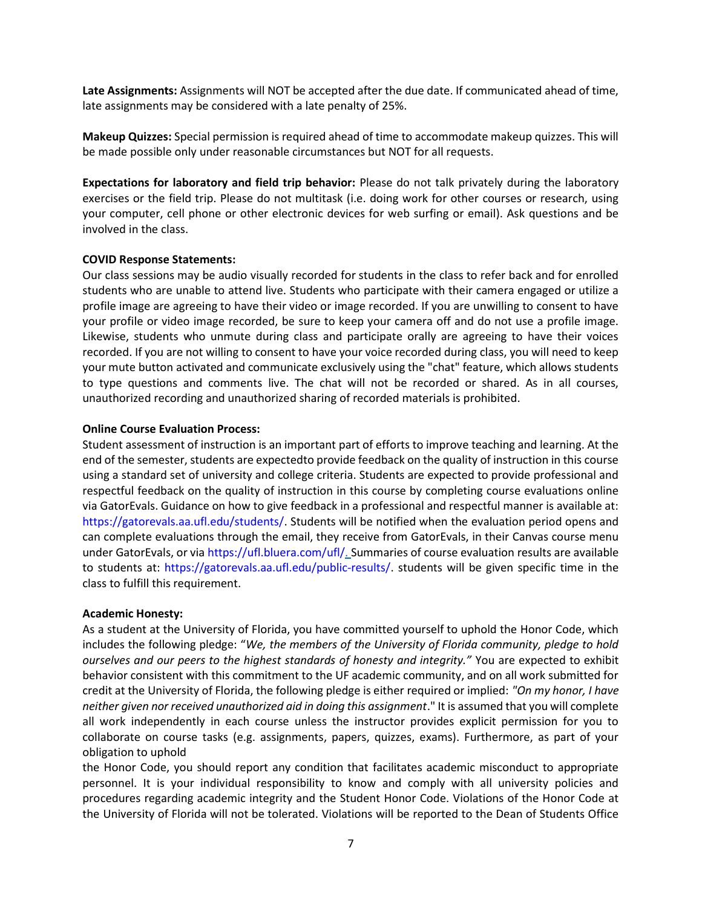**Late Assignments:** Assignments will NOT be accepted after the due date. If communicated ahead of time, late assignments may be considered with a late penalty of 25%.

**Makeup Quizzes:** Special permission is required ahead of time to accommodate makeup quizzes. This will be made possible only under reasonable circumstances but NOT for all requests.

**Expectations for laboratory and field trip behavior:** Please do not talk privately during the laboratory exercises or the field trip. Please do not multitask (i.e. doing work for other courses or research, using your computer, cell phone or other electronic devices for web surfing or email). Ask questions and be involved in the class.

**COVID Response Statements:**

Our class sessions may be audio visually recorded for students in the class to refer back and for enrolled students who are unable to attend live. Students who participate with their camera engaged or utilize a profile image are agreeing to have their video or image recorded. If you are unwilling to consent to have your profile or video image recorded, be sure to keep your camera off and do not use a profile image. Likewise, students who unmute during class and participate orally are agreeing to have their voices recorded. If you are not willing to consent to have your voice recorded during class, you will need to keep your mute button activated and communicate exclusively using the "chat" feature, which allows students to type questions and comments live. The chat will not be recorded or shared. As in all courses, unauthorized recording and unauthorized sharing of recorded materials is prohibited.

**Online Course Evaluation Process:**

Student assessment of instruction is an important part of efforts to improve teaching and learning. At the end of the semester, students are expectedto provide feedback on the quality of instruction in this course using a standard set of university and college criteria. Students are expected to provide professional and respectful feedback on the quality of instruction in this course by completing course evaluations online via GatorEvals. Guidance on how to give feedback in a professional and respectful manner is available at: https://gatorevals.aa.ufl.edu/students/. Students will be notified when the evaluation period opens and can complete evaluations through the email, they receive from GatorEvals, in their Canvas course menu under GatorEvals, or via https://ufl.bluera.com/ufl/. Summaries of course evaluation results are available to students at: https://gatorevals.aa.ufl.edu/public-results/. students will be given specific time in the class to fulfill this requirement.

**Academic Honesty:**

As a student at the University of Florida, you have committed yourself to uphold the Honor Code, which includes the following pledge: "*We, the members of the University of Florida community, pledge to hold ourselves and our peers to the highest standards of honesty and integrity."* You are expected to exhibit behavior consistent with this commitment to the UF academic community, and on all work submitted for credit at the University of Florida, the following pledge is either required or implied: *"On my honor, I have neither given nor received unauthorized aid in doing this assignment*." It is assumed that you will complete all work independently in each course unless the instructor provides explicit permission for you to collaborate on course tasks (e.g. assignments, papers, quizzes, exams). Furthermore, as part of your obligation to uphold the Honor Code, you should report any condition that facilitates academic misconduct to appropriate personnel. It is your individual responsibility to know and comply with all university policies and procedures regarding academic integrity and the Student Honor Code. Violations of the Honor Code at the University of Florida will not be tolerated. Violations will be reported to the Dean of Students Office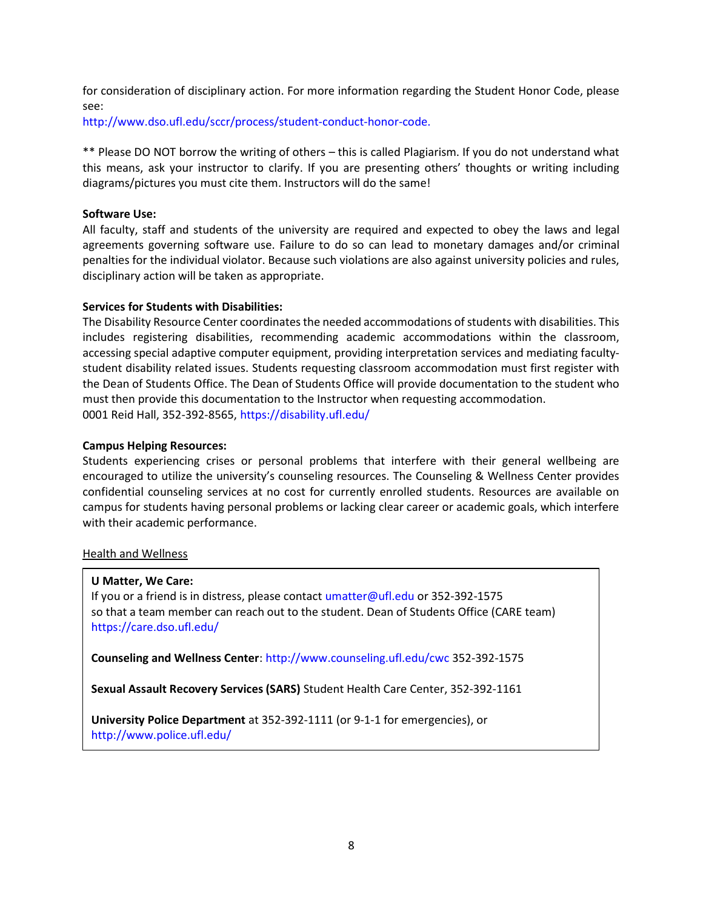for consideration of disciplinary action. For more information regarding the Student Honor Code, please see:
http://www.dso.ufl.edu/sccr/process/student-conduct-honor-code.

** Please DO NOT borrow the writing of others – this is called Plagiarism. If you do not understand what this means, ask your instructor to clarify. If you are presenting others' thoughts or writing including diagrams/pictures you must cite them. Instructors will do the same!

**Software Use:**
All faculty, staff and students of the university are required and expected to obey the laws and legal agreements governing software use. Failure to do so can lead to monetary damages and/or criminal penalties for the individual violator. Because such violations are also against university policies and rules, disciplinary action will be taken as appropriate.

**Services for Students with Disabilities:**
The Disability Resource Center coordinates the needed accommodations of students with disabilities. This includes registering disabilities, recommending academic accommodations within the classroom, accessing special adaptive computer equipment, providing interpretation services and mediating faculty-student disability related issues. Students requesting classroom accommodation must first register with the Dean of Students Office. The Dean of Students Office will provide documentation to the student who must then provide this documentation to the Instructor when requesting accommodation.
0001 Reid Hall, 352-392-8565, https://disability.ufl.edu/

**Campus Helping Resources:**
Students experiencing crises or personal problems that interfere with their general wellbeing are encouraged to utilize the university's counseling resources. The Counseling & Wellness Center provides confidential counseling services at no cost for currently enrolled students. Resources are available on campus for students having personal problems or lacking clear career or academic goals, which interfere with their academic performance.

Health and Wellness

**U Matter, We Care:**
If you or a friend is in distress, please contact umatter@ufl.edu or 352-392-1575
so that a team member can reach out to the student. Dean of Students Office (CARE team)
https://care.dso.ufl.edu/

**Counseling and Wellness Center**: http://www.counseling.ufl.edu/cwc 352-392-1575

**Sexual Assault Recovery Services (SARS)** Student Health Care Center, 352-392-1161

**University Police Department** at 352-392-1111 (or 9-1-1 for emergencies), or
http://www.police.ufl.edu/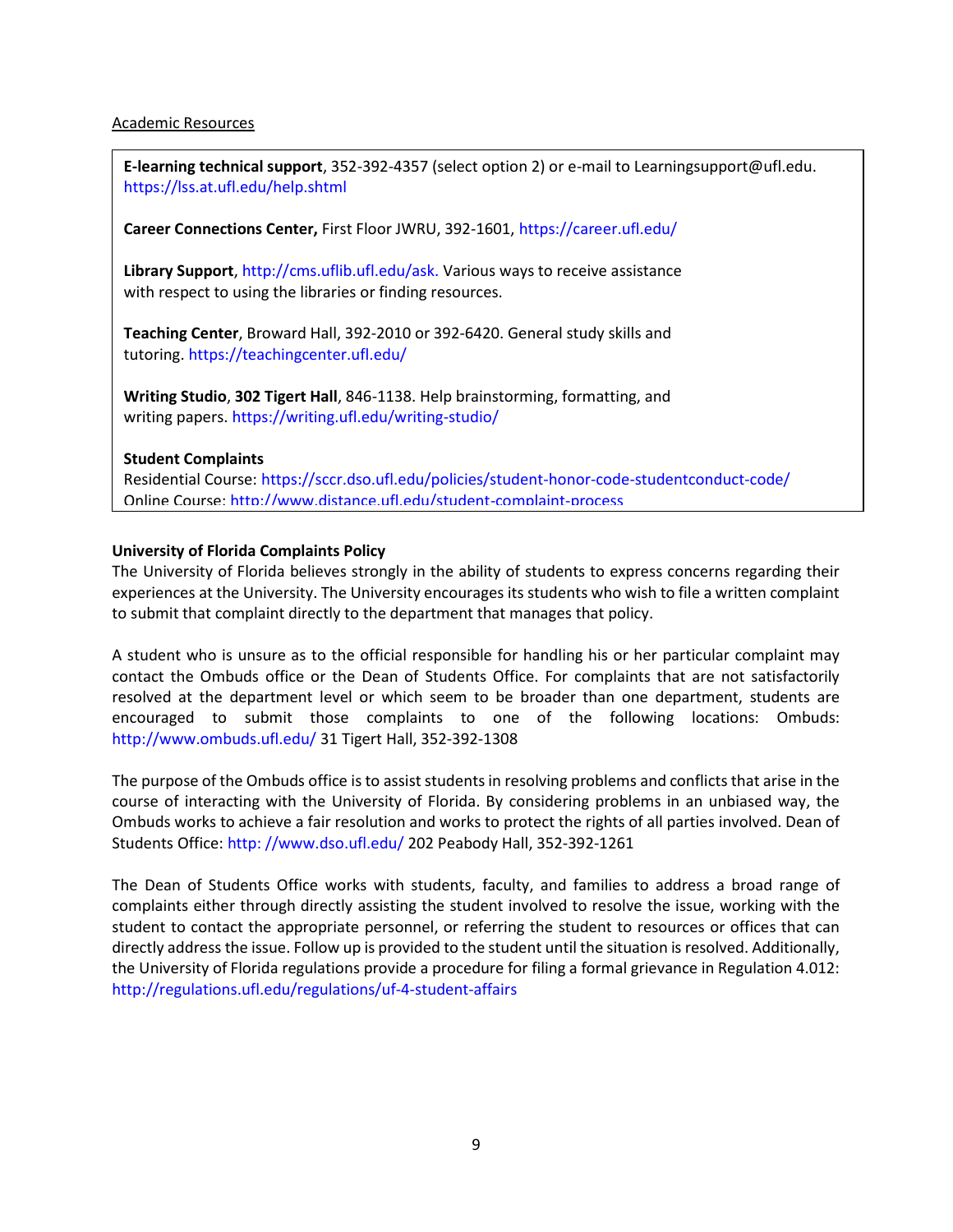Academic Resources

**E-learning technical support**, 352-392-4357 (select option 2) or e-mail to Learningsupport@ufl.edu. https://lss.at.ufl.edu/help.shtml

**Career Connections Center,** First Floor JWRU, 392-1601, https://career.ufl.edu/

**Library Support**, http://cms.uflib.ufl.edu/ask. Various ways to receive assistance with respect to using the libraries or finding resources.

**Teaching Center**, Broward Hall, 392-2010 or 392-6420. General study skills and tutoring. https://teachingcenter.ufl.edu/

**Writing Studio**, **302 Tigert Hall**, 846-1138. Help brainstorming, formatting, and writing papers. https://writing.ufl.edu/writing-studio/

**Student Complaints**
Residential Course: https://sccr.dso.ufl.edu/policies/student-honor-code-studentconduct-code/
Online Course: http://www.distance.ufl.edu/student-complaint-process

**University of Florida Complaints Policy**
The University of Florida believes strongly in the ability of students to express concerns regarding their experiences at the University. The University encourages its students who wish to file a written complaint to submit that complaint directly to the department that manages that policy.

A student who is unsure as to the official responsible for handling his or her particular complaint may contact the Ombuds office or the Dean of Students Office. For complaints that are not satisfactorily resolved at the department level or which seem to be broader than one department, students are encouraged to submit those complaints to one of the following locations: Ombuds: http://www.ombuds.ufl.edu/ 31 Tigert Hall, 352-392-1308

The purpose of the Ombuds office is to assist students in resolving problems and conflicts that arise in the course of interacting with the University of Florida. By considering problems in an unbiased way, the Ombuds works to achieve a fair resolution and works to protect the rights of all parties involved. Dean of Students Office: http: //www.dso.ufl.edu/ 202 Peabody Hall, 352-392-1261

The Dean of Students Office works with students, faculty, and families to address a broad range of complaints either through directly assisting the student involved to resolve the issue, working with the student to contact the appropriate personnel, or referring the student to resources or offices that can directly address the issue. Follow up is provided to the student until the situation is resolved. Additionally, the University of Florida regulations provide a procedure for filing a formal grievance in Regulation 4.012: http://regulations.ufl.edu/regulations/uf-4-student-affairs